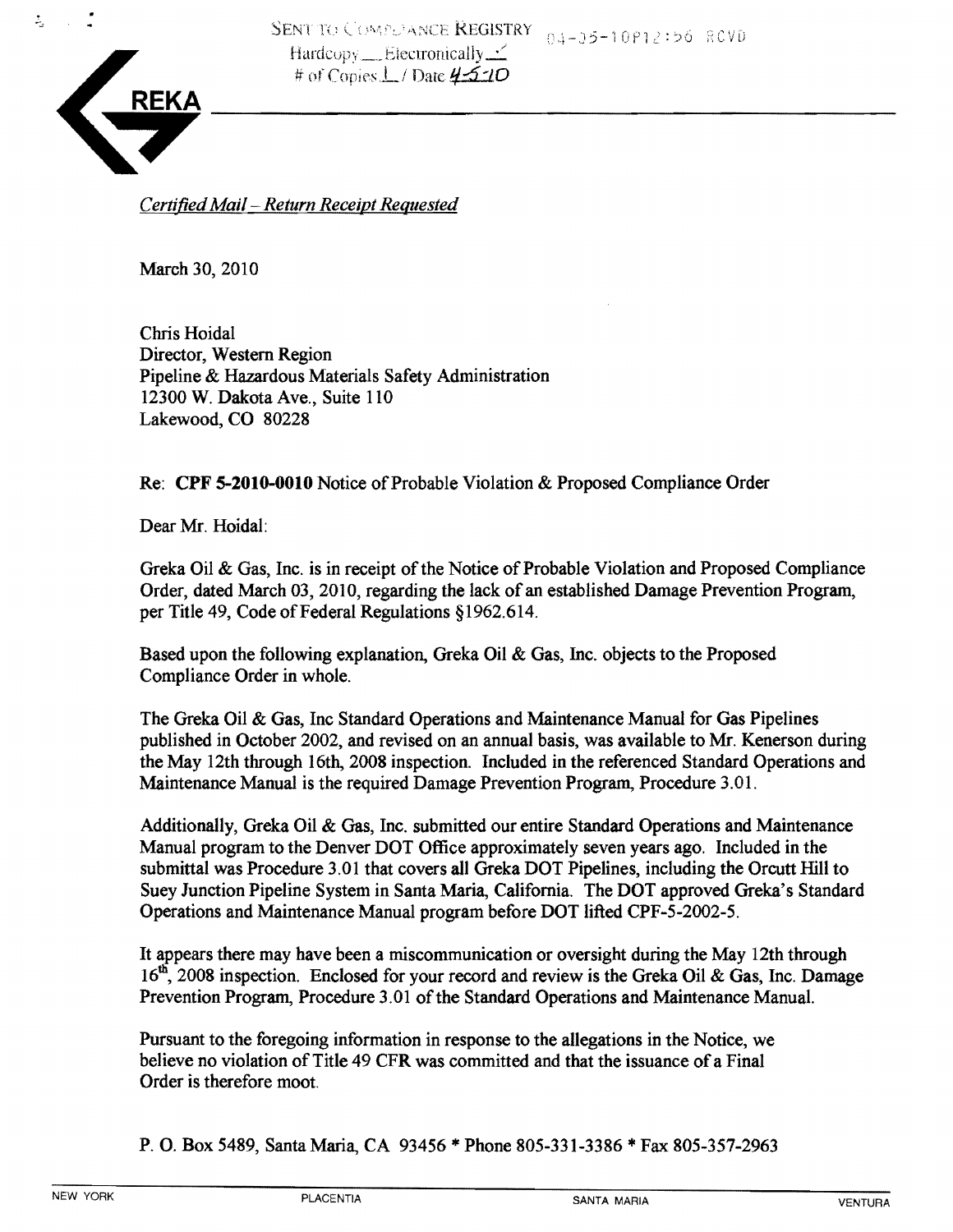SENT TO COMPLIANCE REGISTRY 04-05-10P12:56 RCVD
Hardcopy ___ Electronically ✓
# of Copies 1 / Date 4-5-10

GREKA

*Certified Mail – Return Receipt Requested*

March 30, 2010

Chris Hoidal
Director, Western Region
Pipeline & Hazardous Materials Safety Administration
12300 W. Dakota Ave., Suite 110
Lakewood, CO 80228

Re: **CPF 5-2010-0010** Notice of Probable Violation & Proposed Compliance Order

Dear Mr. Hoidal:

Greka Oil & Gas, Inc. is in receipt of the Notice of Probable Violation and Proposed Compliance Order, dated March 03, 2010, regarding the lack of an established Damage Prevention Program, per Title 49, Code of Federal Regulations §1962.614.

Based upon the following explanation, Greka Oil & Gas, Inc. objects to the Proposed Compliance Order in whole.

The Greka Oil & Gas, Inc Standard Operations and Maintenance Manual for Gas Pipelines published in October 2002, and revised on an annual basis, was available to Mr. Kenerson during the May 12th through 16th, 2008 inspection. Included in the referenced Standard Operations and Maintenance Manual is the required Damage Prevention Program, Procedure 3.01.

Additionally, Greka Oil & Gas, Inc. submitted our entire Standard Operations and Maintenance Manual program to the Denver DOT Office approximately seven years ago. Included in the submittal was Procedure 3.01 that covers all Greka DOT Pipelines, including the Orcutt Hill to Suey Junction Pipeline System in Santa Maria, California. The DOT approved Greka's Standard Operations and Maintenance Manual program before DOT lifted CPF-5-2002-5.

It appears there may have been a miscommunication or oversight during the May 12th through 16th, 2008 inspection. Enclosed for your record and review is the Greka Oil & Gas, Inc. Damage Prevention Program, Procedure 3.01 of the Standard Operations and Maintenance Manual.

Pursuant to the foregoing information in response to the allegations in the Notice, we believe no violation of Title 49 CFR was committed and that the issuance of a Final Order is therefore moot.

P. O. Box 5489, Santa Maria, CA 93456 * Phone 805-331-3386 * Fax 805-357-2963

NEW YORK PLACENTIA SANTA MARIA VENTURA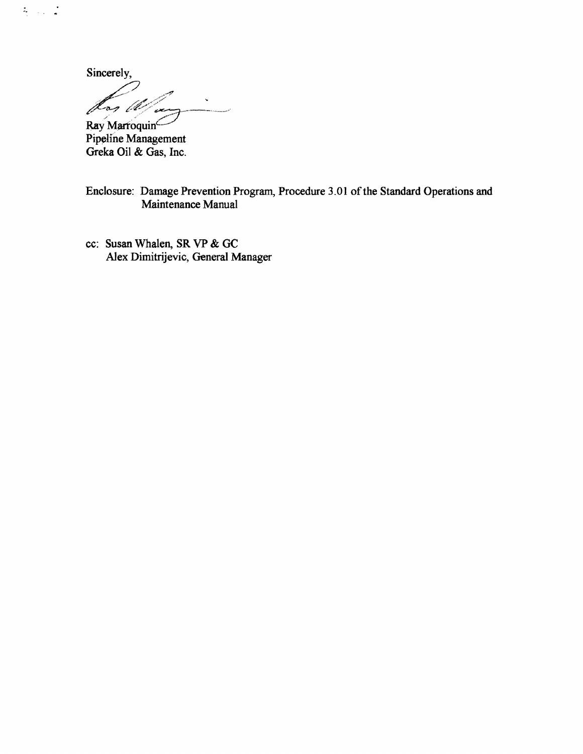Sincerely,

Ray Marroquin
Pipeline Management
Greka Oil & Gas, Inc.

Enclosure: Damage Prevention Program, Procedure 3.01 of the Standard Operations and Maintenance Manual

cc: Susan Whalen, SR VP & GC
Alex Dimitrijevic, General Manager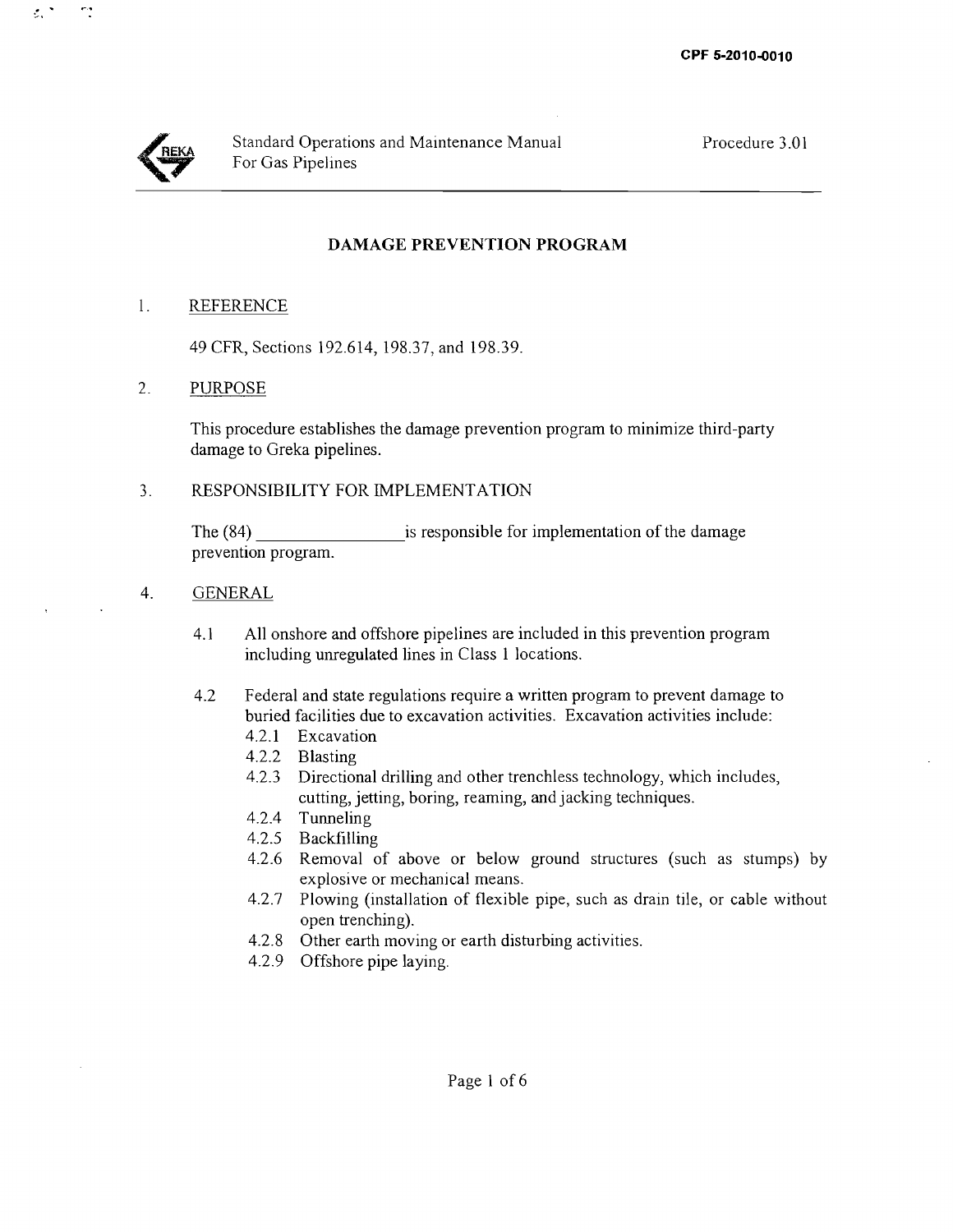CPF 5-2010-0010

Standard Operations and Maintenance Manual
For Gas Pipelines

Procedure 3.01

## DAMAGE PREVENTION PROGRAM

1. REFERENCE

   49 CFR, Sections 192.614, 198.37, and 198.39.

2. PURPOSE

   This procedure establishes the damage prevention program to minimize third-party damage to Greka pipelines.

3. RESPONSIBILITY FOR IMPLEMENTATION

   The (84) ________________ is responsible for implementation of the damage prevention program.

4. GENERAL

   4.1 All onshore and offshore pipelines are included in this prevention program including unregulated lines in Class 1 locations.

   4.2 Federal and state regulations require a written program to prevent damage to buried facilities due to excavation activities. Excavation activities include:

   - 4.2.1 Excavation
   - 4.2.2 Blasting
   - 4.2.3 Directional drilling and other trenchless technology, which includes, cutting, jetting, boring, reaming, and jacking techniques.
   - 4.2.4 Tunneling
   - 4.2.5 Backfilling
   - 4.2.6 Removal of above or below ground structures (such as stumps) by explosive or mechanical means.
   - 4.2.7 Plowing (installation of flexible pipe, such as drain tile, or cable without open trenching).
   - 4.2.8 Other earth moving or earth disturbing activities.
   - 4.2.9 Offshore pipe laying.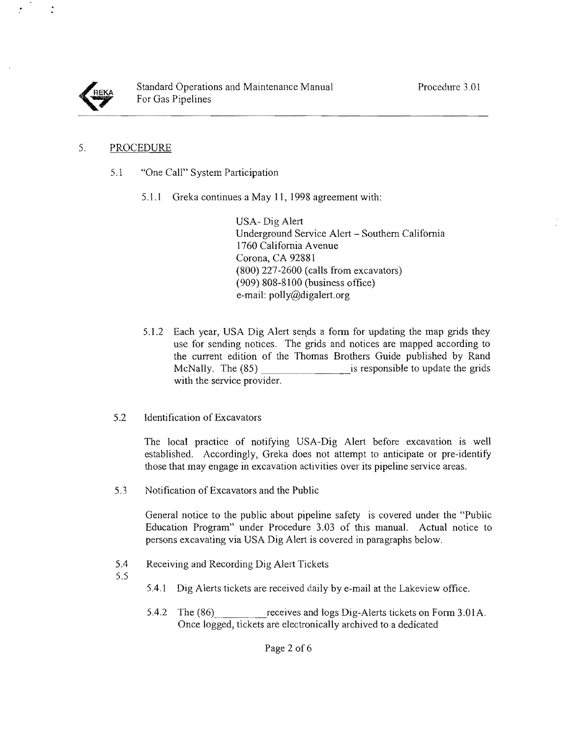## 5. PROCEDURE

### 5.1 "One Call" System Participation

5.1.1 Greka continues a May 11, 1998 agreement with:

USA- Dig Alert
Underground Service Alert – Southern California
1760 California Avenue
Corona, CA 92881
(800) 227-2600 (calls from excavators)
(909) 808-8100 (business office)
e-mail: polly@digalert.org

5.1.2 Each year, USA Dig Alert sends a form for updating the map grids they use for sending notices. The grids and notices are mapped according to the current edition of the Thomas Brothers Guide published by Rand McNally. The (85) ________________ is responsible to update the grids with the service provider.

### 5.2 Identification of Excavators

The local practice of notifying USA-Dig Alert before excavation is well established. Accordingly, Greka does not attempt to anticipate or pre-identify those that may engage in excavation activities over its pipeline service areas.

### 5.3 Notification of Excavators and the Public

General notice to the public about pipeline safety is covered under the "Public Education Program" under Procedure 3.03 of this manual. Actual notice to persons excavating via USA Dig Alert is covered in paragraphs below.

### 5.4 Receiving and Recording Dig Alert Tickets

5.5

5.4.1 Dig Alerts tickets are received daily by e-mail at the Lakeview office.

5.4.2 The (86)__________receives and logs Dig-Alerts tickets on Form 3.01A. Once logged, tickets are electronically archived to a dedicated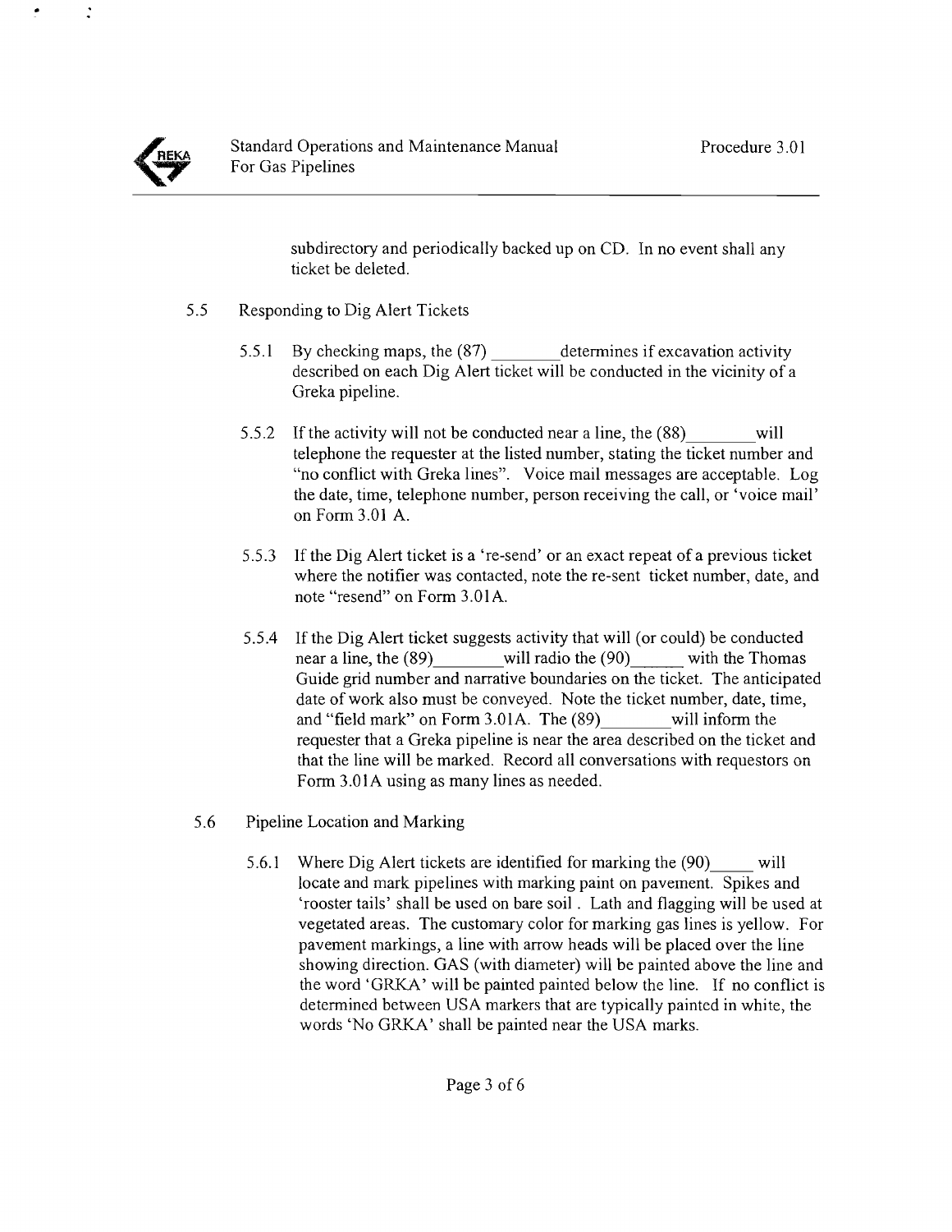subdirectory and periodically backed up on CD. In no event shall any ticket be deleted.

5.5 Responding to Dig Alert Tickets

5.5.1 By checking maps, the (87) ________ determines if excavation activity described on each Dig Alert ticket will be conducted in the vicinity of a Greka pipeline.

5.5.2 If the activity will not be conducted near a line, the (88) ________ will telephone the requester at the listed number, stating the ticket number and "no conflict with Greka lines". Voice mail messages are acceptable. Log the date, time, telephone number, person receiving the call, or 'voice mail' on Form 3.01 A.

5.5.3 If the Dig Alert ticket is a 're-send' or an exact repeat of a previous ticket where the notifier was contacted, note the re-sent ticket number, date, and note "resend" on Form 3.01A.

5.5.4 If the Dig Alert ticket suggests activity that will (or could) be conducted near a line, the (89) ________ will radio the (90) ______ with the Thomas Guide grid number and narrative boundaries on the ticket. The anticipated date of work also must be conveyed. Note the ticket number, date, time, and "field mark" on Form 3.01A. The (89) ________ will inform the requester that a Greka pipeline is near the area described on the ticket and that the line will be marked. Record all conversations with requestors on Form 3.01A using as many lines as needed.

5.6 Pipeline Location and Marking

5.6.1 Where Dig Alert tickets are identified for marking the (90) _____ will locate and mark pipelines with marking paint on pavement. Spikes and 'rooster tails' shall be used on bare soil . Lath and flagging will be used at vegetated areas. The customary color for marking gas lines is yellow. For pavement markings, a line with arrow heads will be placed over the line showing direction. GAS (with diameter) will be painted above the line and the word 'GRKA' will be painted painted below the line. If no conflict is determined between USA markers that are typically painted in white, the words 'No GRKA' shall be painted near the USA marks.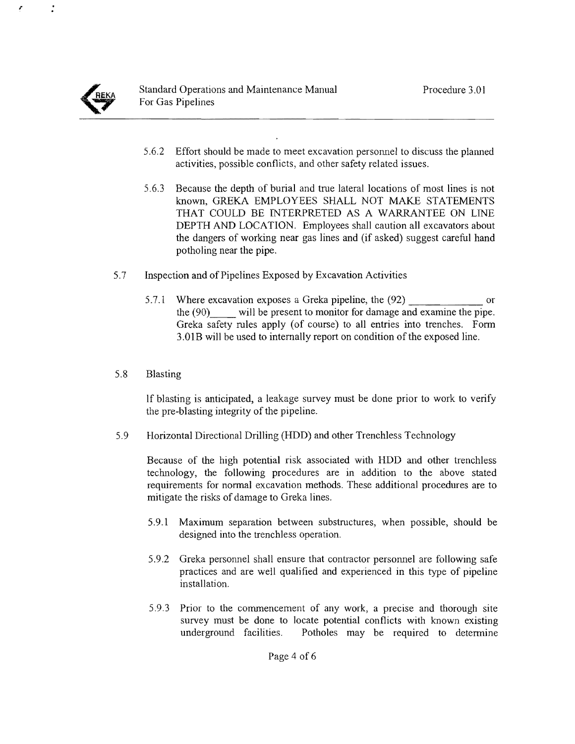5.6.2 Effort should be made to meet excavation personnel to discuss the planned activities, possible conflicts, and other safety related issues.

5.6.3 Because the depth of burial and true lateral locations of most lines is not known, GREKA EMPLOYEES SHALL NOT MAKE STATEMENTS THAT COULD BE INTERPRETED AS A WARRANTEE ON LINE DEPTH AND LOCATION. Employees shall caution all excavators about the dangers of working near gas lines and (if asked) suggest careful hand potholing near the pipe.

5.7 Inspection and of Pipelines Exposed by Excavation Activities

5.7.1 Where excavation exposes a Greka pipeline, the (92) ____________ or the (90)_____ will be present to monitor for damage and examine the pipe. Greka safety rules apply (of course) to all entries into trenches. Form 3.01B will be used to internally report on condition of the exposed line.

5.8 Blasting

If blasting is anticipated, a leakage survey must be done prior to work to verify the pre-blasting integrity of the pipeline.

5.9 Horizontal Directional Drilling (HDD) and other Trenchless Technology

Because of the high potential risk associated with HDD and other trenchless technology, the following procedures are in addition to the above stated requirements for normal excavation methods. These additional procedures are to mitigate the risks of damage to Greka lines.

5.9.1 Maximum separation between substructures, when possible, should be designed into the trenchless operation.

5.9.2 Greka personnel shall ensure that contractor personnel are following safe practices and are well qualified and experienced in this type of pipeline installation.

5.9.3 Prior to the commencement of any work, a precise and thorough site survey must be done to locate potential conflicts with known existing underground facilities. Potholes may be required to determine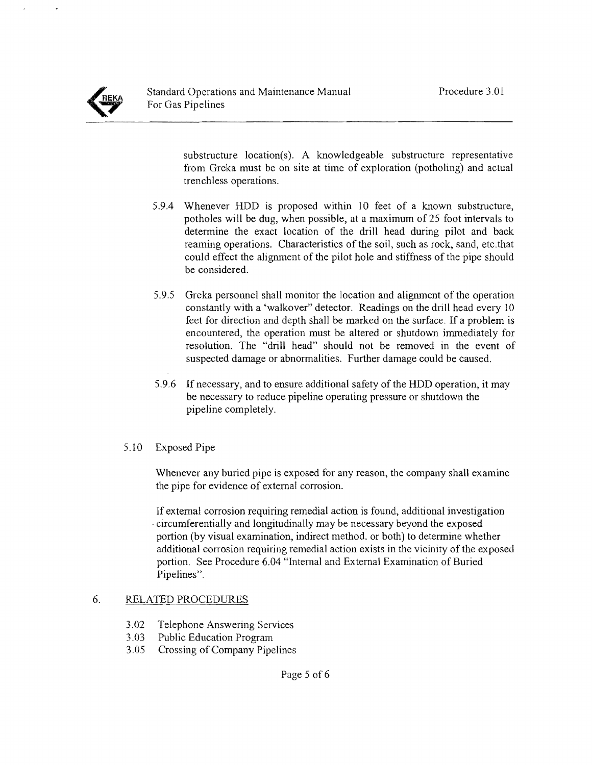substructure location(s). A knowledgeable substructure representative from Greka must be on site at time of exploration (potholing) and actual trenchless operations.

5.9.4 Whenever HDD is proposed within 10 feet of a known substructure, potholes will be dug, when possible, at a maximum of 25 foot intervals to determine the exact location of the drill head during pilot and back reaming operations. Characteristics of the soil, such as rock, sand, etc.that could effect the alignment of the pilot hole and stiffness of the pipe should be considered.

5.9.5 Greka personnel shall monitor the location and alignment of the operation constantly with a 'walkover" detector. Readings on the drill head every 10 feet for direction and depth shall be marked on the surface. If a problem is encountered, the operation must be altered or shutdown immediately for resolution. The "drill head" should not be removed in the event of suspected damage or abnormalities. Further damage could be caused.

5.9.6 If necessary, and to ensure additional safety of the HDD operation, it may be necessary to reduce pipeline operating pressure or shutdown the pipeline completely.

5.10 Exposed Pipe

Whenever any buried pipe is exposed for any reason, the company shall examine the pipe for evidence of external corrosion.

If external corrosion requiring remedial action is found, additional investigation circumferentially and longitudinally may be necessary beyond the exposed portion (by visual examination, indirect method. or both) to determine whether additional corrosion requiring remedial action exists in the vicinity of the exposed portion. See Procedure 6.04 "Internal and External Examination of Buried Pipelines".

## 6. RELATED PROCEDURES

- 3.02 Telephone Answering Services
- 3.03 Public Education Program
- 3.05 Crossing of Company Pipelines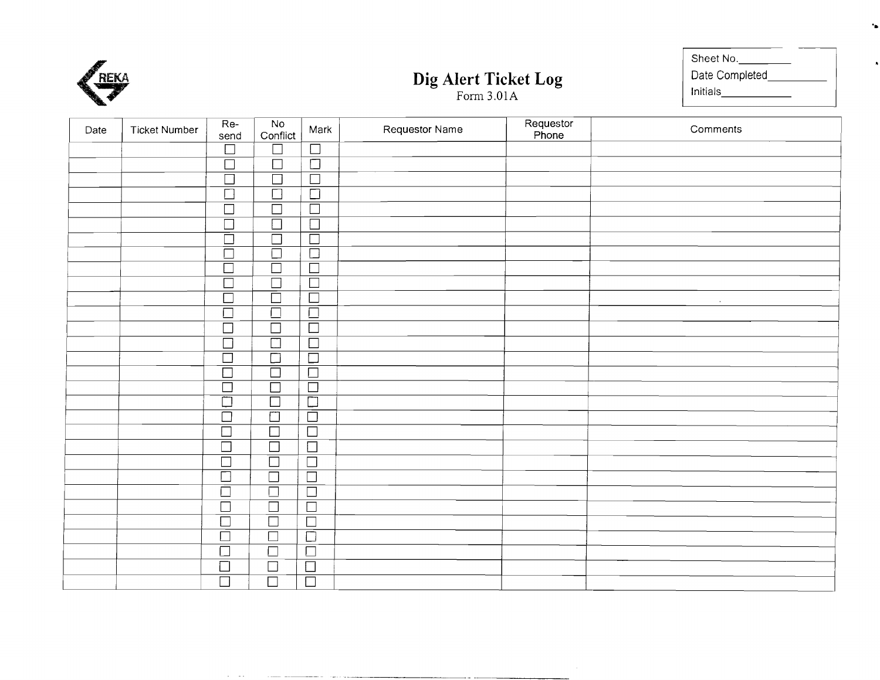REKA

# Dig Alert Ticket Log

Form 3.01A

Sheet No.\_\_\_\_\_\_\_\_\_
Date Completed\_\_\_\_\_\_\_\_\_\_
Initials\_\_\_\_\_\_\_\_\_\_\_\_

| Date | Ticket Number | Re-send | No Conflict | Mark | Requestor Name | Requestor Phone | Comments |
|---|---|---|---|---|---|---|---|
| | | ☐ | ☐ | ☐ | | | |
| | | ☐ | ☐ | ☐ | | | |
| | | ☐ | ☐ | ☐ | | | |
| | | ☐ | ☐ | ☐ | | | |
| | | ☐ | ☐ | ☐ | | | |
| | | ☐ | ☐ | ☐ | | | |
| | | ☐ | ☐ | ☐ | | | |
| | | ☐ | ☐ | ☐ | | | |
| | | ☐ | ☐ | ☐ | | | |
| | | ☐ | ☐ | ☐ | | | |
| | | ☐ | ☐ | ☐ | | | |
| | | ☐ | ☐ | ☐ | | | |
| | | ☐ | ☐ | ☐ | | | |
| | | ☐ | ☐ | ☐ | | | |
| | | ☐ | ☐ | ☐ | | | |
| | | ☐ | ☐ | ☐ | | | |
| | | ☐ | ☐ | ☐ | | | |
| | | ☐ | ☐ | ☐ | | | |
| | | ☐ | ☐ | ☐ | | | |
| | | ☐ | ☐ | ☐ | | | |
| | | ☐ | ☐ | ☐ | | | |
| | | ☐ | ☐ | ☐ | | | |
| | | ☐ | ☐ | ☐ | | | |
| | | ☐ | ☐ | ☐ | | | |
| | | ☐ | ☐ | ☐ | | | |
| | | ☐ | ☐ | ☐ | | | |
| | | ☐ | ☐ | ☐ | | | |
| | | ☐ | ☐ | ☐ | | | |
| | | ☐ | ☐ | ☐ | | | |
| | | ☐ | ☐ | ☐ | | | |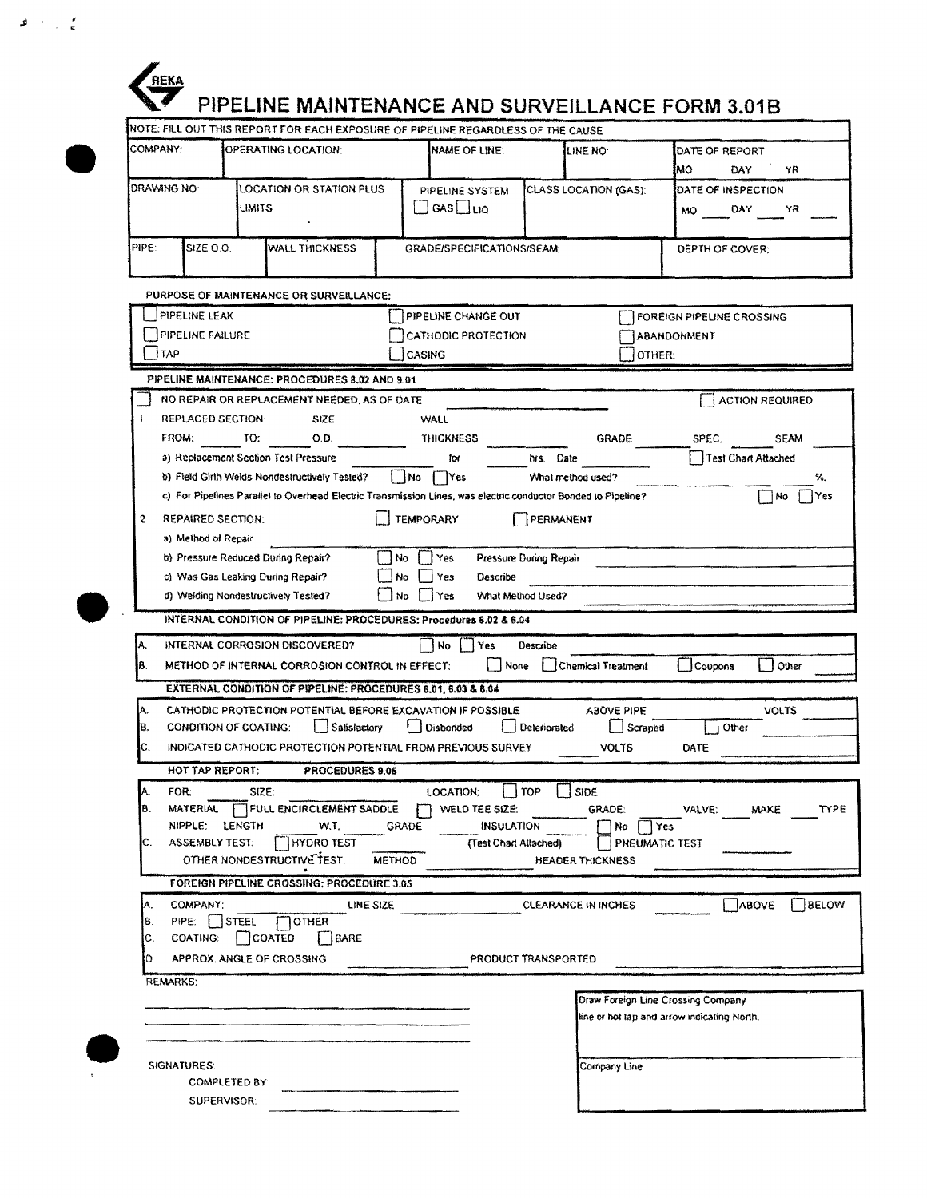REKA

# PIPELINE MAINTENANCE AND SURVEILLANCE FORM 3.01B

| NOTE: FILL OUT THIS REPORT FOR EACH EXPOSURE OF PIPELINE REGARDLESS OF THE CAUSE | | | | | |
|---|---|---|---|---|---|
| COMPANY: | OPERATING LOCATION: | NAME OF LINE: | LINE NO: | | DATE OF REPORT MO DAY YR |
| DRAWING NO: | LOCATION OR STATION PLUS LIMITS | PIPELINE SYSTEM ☐ GAS ☐ LIQ | CLASS LOCATION (GAS): | | DATE OF INSPECTION MO ___ DAY ___ YR ___ |
| PIPE: SIZE O.D. | WALL THICKNESS | GRADE/SPECIFICATIONS/SEAM: | | | DEPTH OF COVER: |

PURPOSE OF MAINTENANCE OR SURVEILLANCE:

| | | |
|---|---|---|
| ☐ PIPELINE LEAK | ☐ PIPELINE CHANGE OUT | ☐ FOREIGN PIPELINE CROSSING |
| ☐ PIPELINE FAILURE | ☐ CATHODIC PROTECTION | ☐ ABANDONMENT |
| ☐ TAP | ☐ CASING | ☐ OTHER: |

PIPELINE MAINTENANCE: PROCEDURES 8.02 AND 9.01

☐ NO REPAIR OR REPLACEMENT NEEDED, AS OF DATE ____________ ☐ ACTION REQUIRED

1 REPLACED SECTION: SIZE WALL

FROM: ______ TO: ______ O.D. ______ THICKNESS ______ GRADE ______ SPEC. ______ SEAM ______

a) Replacement Section Test Pressure ______ for ______ hrs. Date ______ ☐ Test Chart Attached

b) Field Girth Welds Nondestructively Tested? ☐ No ☐ Yes What method used? ____________ %.

c) For Pipelines Parallel to Overhead Electric Transmission Lines, was electric conductor Bonded to Pipeline? ☐ No ☐ Yes

2 REPAIRED SECTION: ☐ TEMPORARY ☐ PERMANENT

a) Method of Repair ____________

b) Pressure Reduced During Repair? ☐ No ☐ Yes Pressure During Repair ____________

c) Was Gas Leaking During Repair? ☐ No ☐ Yes Describe ____________

d) Welding Nondestructively Tested? ☐ No ☐ Yes What Method Used? ____________

INTERNAL CONDITION OF PIPELINE: PROCEDURES: Procedures 6.02 & 6.04

A. INTERNAL CORROSION DISCOVERED? ☐ No ☐ Yes Describe ____________

B. METHOD OF INTERNAL CORROSION CONTROL IN EFFECT: ☐ None ☐ Chemical Treatment ☐ Coupons ☐ Other ______

EXTERNAL CONDITION OF PIPELINE: PROCEDURES 6.01, 6.03 & 6.04

A. CATHODIC PROTECTION POTENTIAL BEFORE EXCAVATION IF POSSIBLE ABOVE PIPE ______ VOLTS

B. CONDITION OF COATING: ☐ Satisfactory ☐ Disbonded ☐ Deteriorated ☐ Scraped ☐ Other ______

C. INDICATED CATHODIC PROTECTION POTENTIAL FROM PREVIOUS SURVEY ______ VOLTS DATE ______

HOT TAP REPORT: PROCEDURES 9.05

A. FOR: ______ SIZE: ______ LOCATION: ☐ TOP ☐ SIDE

B. MATERIAL ☐ FULL ENCIRCLEMENT SADDLE ☐ WELD TEE SIZE: ______ GRADE: ______ VALVE: ______ MAKE ______ TYPE ______

NIPPLE: LENGTH ______ W.T. ______ GRADE ______ INSULATION ☐ No ☐ Yes

C. ASSEMBLY TEST: ☐ HYDRO TEST (Test Chart Attached) ☐ PNEUMATIC TEST ______

OTHER NONDESTRUCTIVE TEST: METHOD ______ HEADER THICKNESS ______

FOREIGN PIPELINE CROSSING: PROCEDURE 3.05

A. COMPANY: ______ LINE SIZE ______ CLEARANCE IN INCHES ______ ☐ ABOVE ☐ BELOW

B. PIPE: ☐ STEEL ☐ OTHER

C. COATING: ☐ COATED ☐ BARE

D. APPROX. ANGLE OF CROSSING ______ PRODUCT TRANSPORTED ______

REMARKS:

____________

____________

____________

Draw Foreign Line Crossing Company line or hot tap and arrow indicating North.

Company Line

SIGNATURES:

COMPLETED BY: ____________

SUPERVISOR: ____________